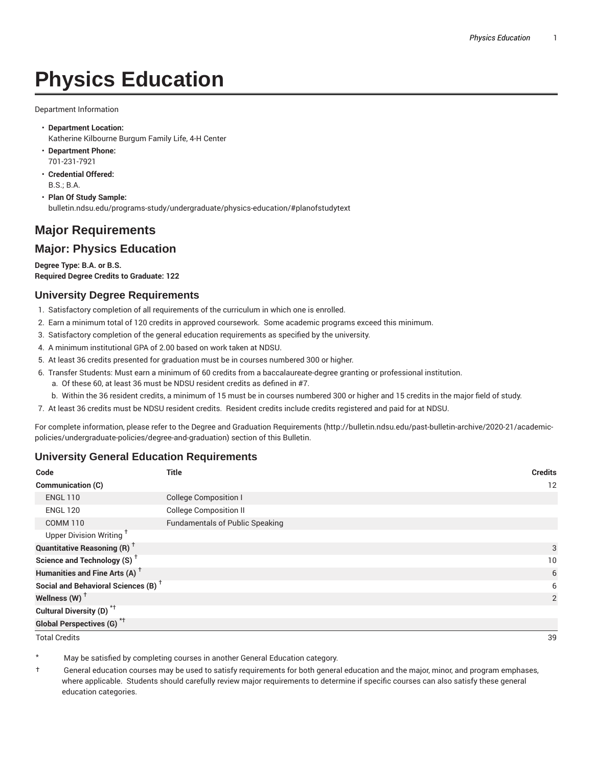# Physics Education

Department Information

- **Department Location:**
  Katherine Kilbourne Burgum Family Life, 4-H Center
- **Department Phone:**
  701-231-7921
- **Credential Offered:**
  B.S.; B.A.
- **Plan Of Study Sample:**
  bulletin.ndsu.edu/programs-study/undergraduate/physics-education/#planofstudytext

## Major Requirements

## Major: Physics Education

**Degree Type: B.A. or B.S.**
**Required Degree Credits to Graduate: 122**

### University Degree Requirements

1. Satisfactory completion of all requirements of the curriculum in which one is enrolled.
2. Earn a minimum total of 120 credits in approved coursework. Some academic programs exceed this minimum.
3. Satisfactory completion of the general education requirements as specified by the university.
4. A minimum institutional GPA of 2.00 based on work taken at NDSU.
5. At least 36 credits presented for graduation must be in courses numbered 300 or higher.
6. Transfer Students: Must earn a minimum of 60 credits from a baccalaureate-degree granting or professional institution.
   a. Of these 60, at least 36 must be NDSU resident credits as defined in #7.
   b. Within the 36 resident credits, a minimum of 15 must be in courses numbered 300 or higher and 15 credits in the major field of study.
7. At least 36 credits must be NDSU resident credits. Resident credits include credits registered and paid for at NDSU.

For complete information, please refer to the Degree and Graduation Requirements (http://bulletin.ndsu.edu/past-bulletin-archive/2020-21/academic-policies/undergraduate-policies/degree-and-graduation) section of this Bulletin.

### University General Education Requirements

| Code | Title | Credits |
|---|---|---|
| **Communication (C)** | | 12 |
| ENGL 110 | College Composition I | |
| ENGL 120 | College Composition II | |
| COMM 110 | Fundamentals of Public Speaking | |
| Upper Division Writing † | | |
| **Quantitative Reasoning (R) †** | | 3 |
| **Science and Technology (S) †** | | 10 |
| **Humanities and Fine Arts (A) †** | | 6 |
| **Social and Behavioral Sciences (B) †** | | 6 |
| **Wellness (W) †** | | 2 |
| **Cultural Diversity (D) *†** | | |
| **Global Perspectives (G) *†** | | |
| Total Credits | | 39 |

\* May be satisfied by completing courses in another General Education category.

† General education courses may be used to satisfy requirements for both general education and the major, minor, and program emphases, where applicable. Students should carefully review major requirements to determine if specific courses can also satisfy these general education categories.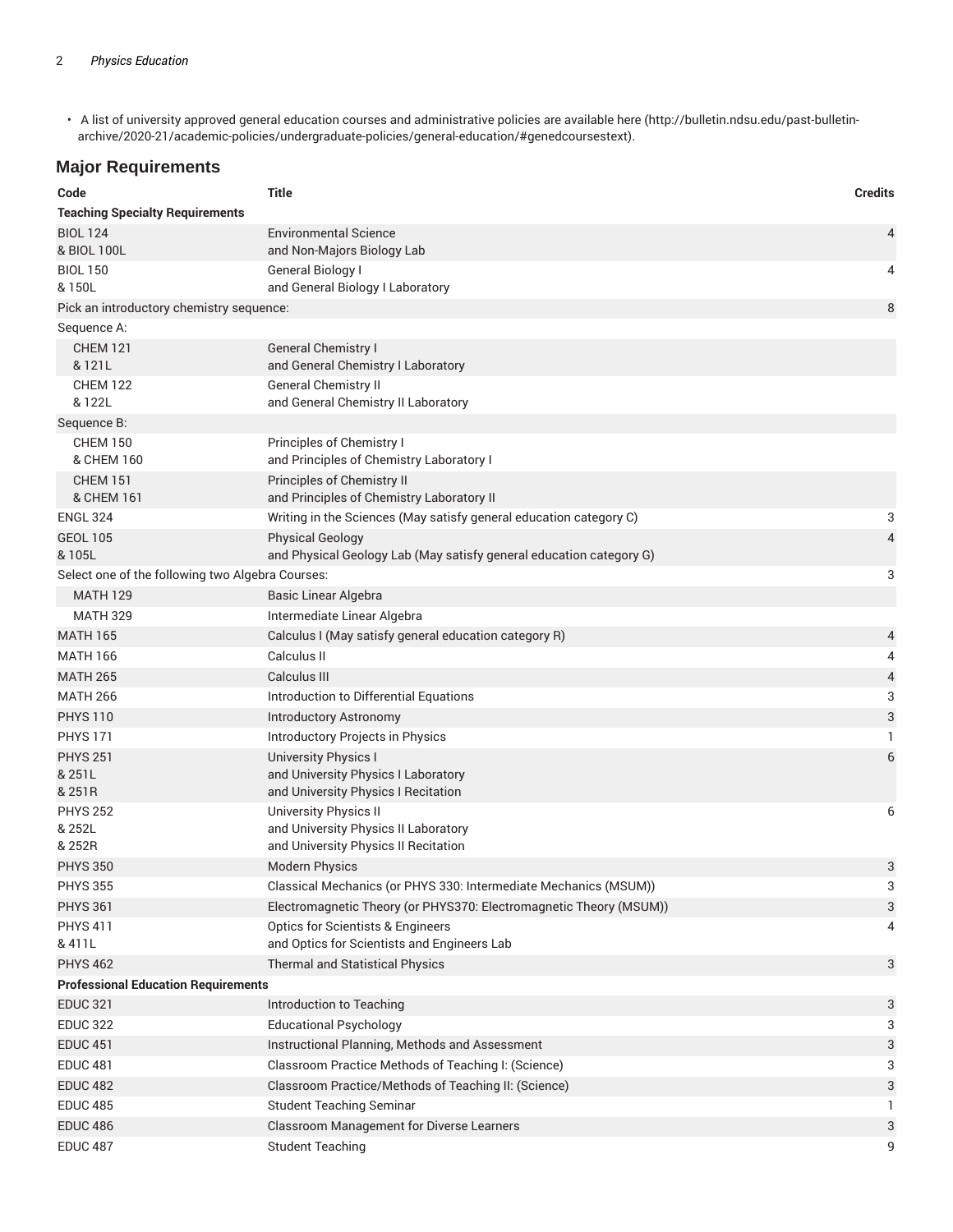- A list of university approved general education courses and administrative policies are available here (http://bulletin.ndsu.edu/past-bulletin-archive/2020-21/academic-policies/undergraduate-policies/general-education/#genedcoursestext).

## Major Requirements

| Code | Title | Credits |
|---|---|---|
| **Teaching Specialty Requirements** | | |
| BIOL 124 & BIOL 100L | Environmental Science and Non-Majors Biology Lab | 4 |
| BIOL 150 & 150L | General Biology I and General Biology I Laboratory | 4 |
| Pick an introductory chemistry sequence: | | 8 |
| Sequence A: | | |
| CHEM 121 & 121L | General Chemistry I and General Chemistry I Laboratory | |
| CHEM 122 & 122L | General Chemistry II and General Chemistry II Laboratory | |
| Sequence B: | | |
| CHEM 150 & CHEM 160 | Principles of Chemistry I and Principles of Chemistry Laboratory I | |
| CHEM 151 & CHEM 161 | Principles of Chemistry II and Principles of Chemistry Laboratory II | |
| ENGL 324 | Writing in the Sciences (May satisfy general education category C) | 3 |
| GEOL 105 & 105L | Physical Geology and Physical Geology Lab (May satisfy general education category G) | 4 |
| Select one of the following two Algebra Courses: | | 3 |
| MATH 129 | Basic Linear Algebra | |
| MATH 329 | Intermediate Linear Algebra | |
| MATH 165 | Calculus I (May satisfy general education category R) | 4 |
| MATH 166 | Calculus II | 4 |
| MATH 265 | Calculus III | 4 |
| MATH 266 | Introduction to Differential Equations | 3 |
| PHYS 110 | Introductory Astronomy | 3 |
| PHYS 171 | Introductory Projects in Physics | 1 |
| PHYS 251 & 251L & 251R | University Physics I and University Physics I Laboratory and University Physics I Recitation | 6 |
| PHYS 252 & 252L & 252R | University Physics II and University Physics II Laboratory and University Physics II Recitation | 6 |
| PHYS 350 | Modern Physics | 3 |
| PHYS 355 | Classical Mechanics (or PHYS 330: Intermediate Mechanics (MSUM)) | 3 |
| PHYS 361 | Electromagnetic Theory (or PHYS370: Electromagnetic Theory (MSUM)) | 3 |
| PHYS 411 & 411L | Optics for Scientists & Engineers and Optics for Scientists and Engineers Lab | 4 |
| PHYS 462 | Thermal and Statistical Physics | 3 |
| **Professional Education Requirements** | | |
| EDUC 321 | Introduction to Teaching | 3 |
| EDUC 322 | Educational Psychology | 3 |
| EDUC 451 | Instructional Planning, Methods and Assessment | 3 |
| EDUC 481 | Classroom Practice Methods of Teaching I: (Science) | 3 |
| EDUC 482 | Classroom Practice/Methods of Teaching II: (Science) | 3 |
| EDUC 485 | Student Teaching Seminar | 1 |
| EDUC 486 | Classroom Management for Diverse Learners | 3 |
| EDUC 487 | Student Teaching | 9 |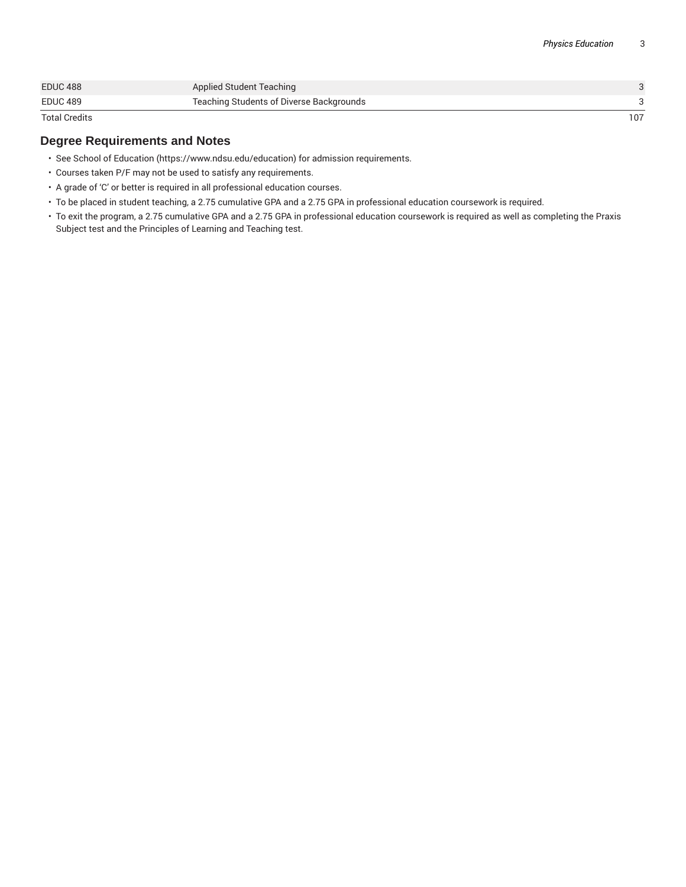| | | |
|---|---|---|
| EDUC 488 | Applied Student Teaching | 3 |
| EDUC 489 | Teaching Students of Diverse Backgrounds | 3 |
| Total Credits | | 107 |

## Degree Requirements and Notes

- See School of Education (https://www.ndsu.edu/education) for admission requirements.
- Courses taken P/F may not be used to satisfy any requirements.
- A grade of 'C' or better is required in all professional education courses.
- To be placed in student teaching, a 2.75 cumulative GPA and a 2.75 GPA in professional education coursework is required.
- To exit the program, a 2.75 cumulative GPA and a 2.75 GPA in professional education coursework is required as well as completing the Praxis Subject test and the Principles of Learning and Teaching test.